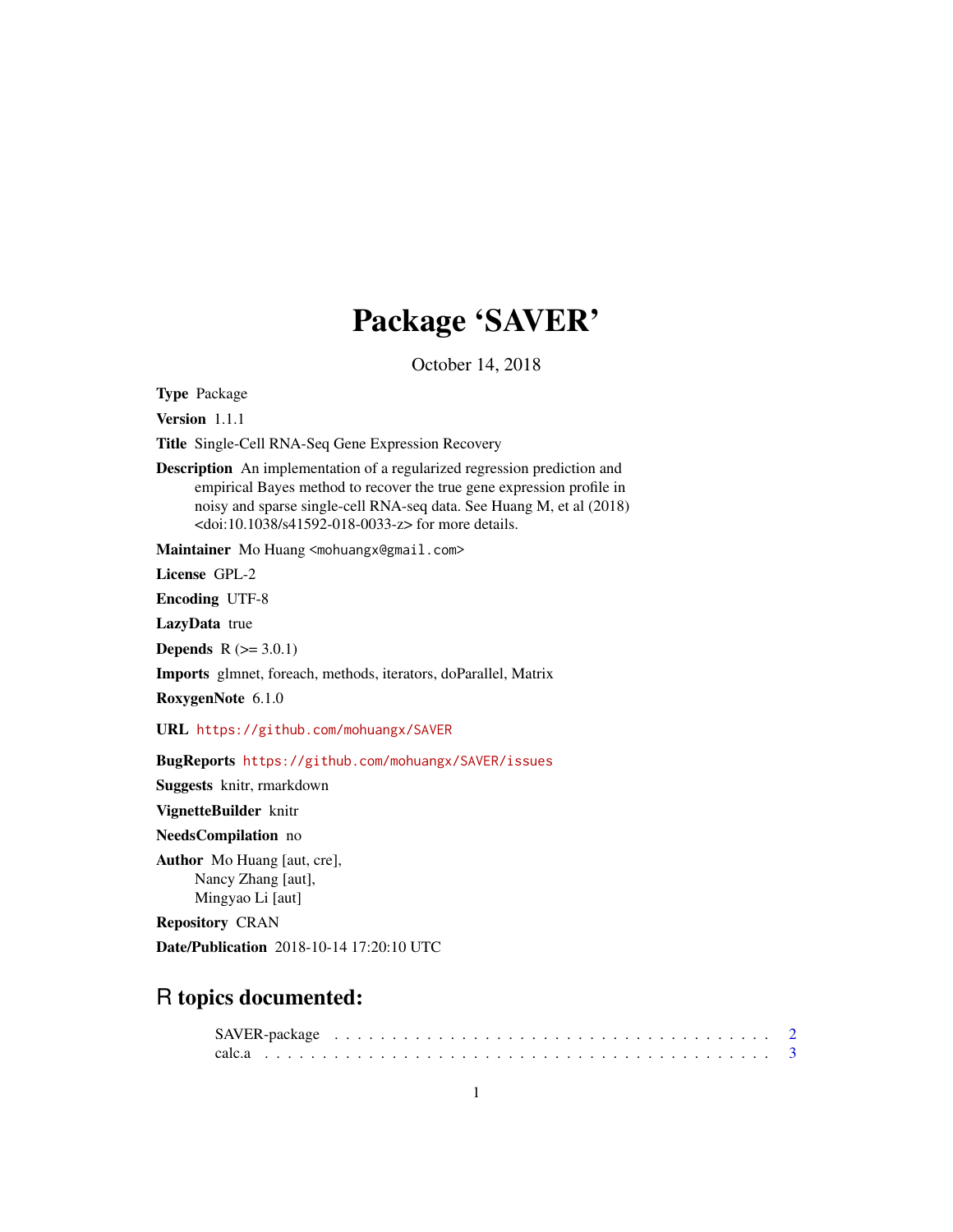# Package 'SAVER'

October 14, 2018

**Type** Package

**Version** 1.1.1

**Title** Single-Cell RNA-Seq Gene Expression Recovery

**Description** An implementation of a regularized regression prediction and empirical Bayes method to recover the true gene expression profile in noisy and sparse single-cell RNA-seq data. See Huang M, et al (2018) <doi:10.1038/s41592-018-0033-z> for more details.

**Maintainer** Mo Huang <mohuangx@gmail.com>

**License** GPL-2

**Encoding** UTF-8

**LazyData** true

**Depends** R (>= 3.0.1)

**Imports** glmnet, foreach, methods, iterators, doParallel, Matrix

**RoxygenNote** 6.1.0

**URL** https://github.com/mohuangx/SAVER

**BugReports** https://github.com/mohuangx/SAVER/issues

**Suggests** knitr, rmarkdown

**VignetteBuilder** knitr

**NeedsCompilation** no

**Author** Mo Huang [aut, cre],
Nancy Zhang [aut],
Mingyao Li [aut]

**Repository** CRAN

**Date/Publication** 2018-10-14 17:20:10 UTC

## R topics documented:

SAVER-package . . . . . . . . . . . . . . . . . . . . . . . . . . . . . . . . . . . . . . . 2
calc.a . . . . . . . . . . . . . . . . . . . . . . . . . . . . . . . . . . . . . . . . . . . . 3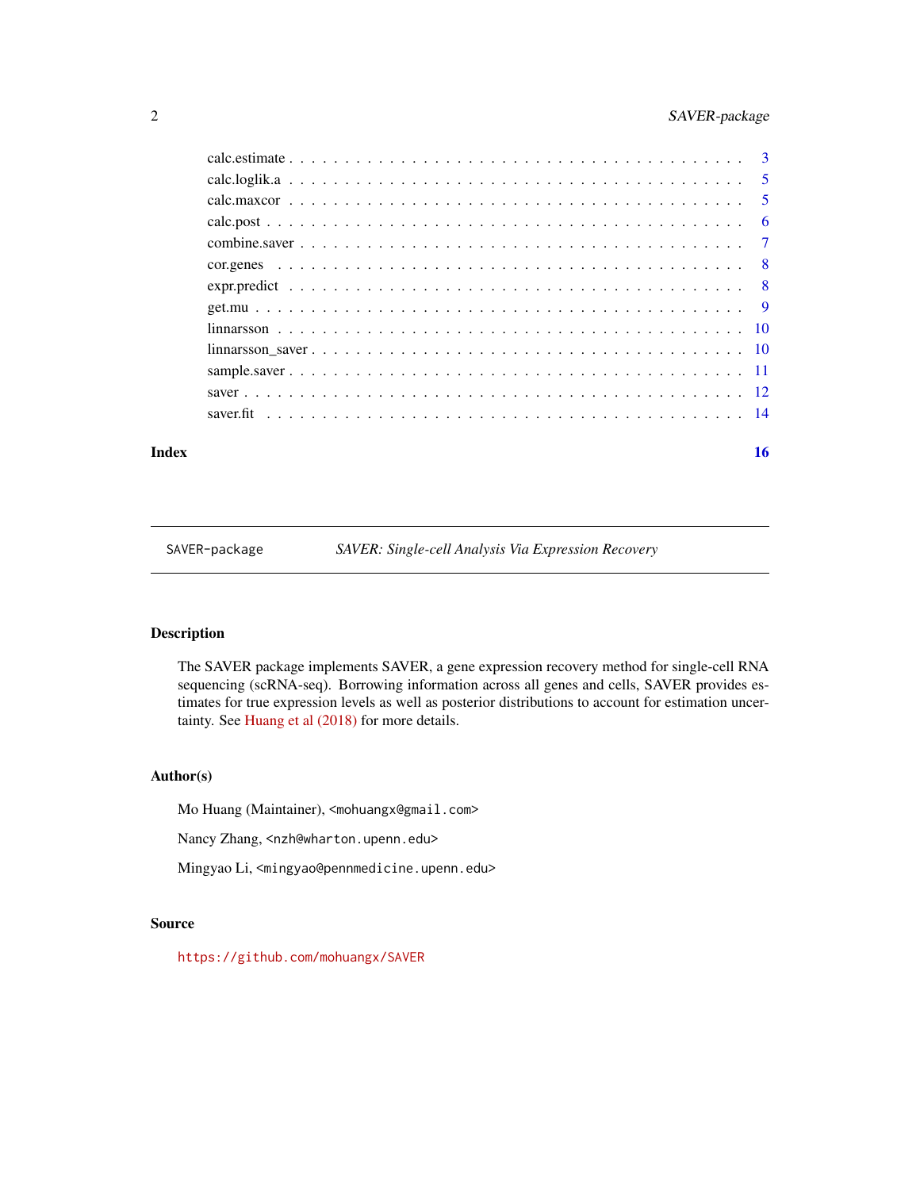calc.estimate . . . . . . . . . . . . . . . . . . . . . . . . . . . . . . . . . . . . 3
calc.loglik.a . . . . . . . . . . . . . . . . . . . . . . . . . . . . . . . . . . . . 5
calc.maxcor . . . . . . . . . . . . . . . . . . . . . . . . . . . . . . . . . . . . 5
calc.post . . . . . . . . . . . . . . . . . . . . . . . . . . . . . . . . . . . . 6
combine.saver . . . . . . . . . . . . . . . . . . . . . . . . . . . . . . . . . . . . 7
cor.genes . . . . . . . . . . . . . . . . . . . . . . . . . . . . . . . . . . . . 8
expr.predict . . . . . . . . . . . . . . . . . . . . . . . . . . . . . . . . . . . . 8
get.mu . . . . . . . . . . . . . . . . . . . . . . . . . . . . . . . . . . . . 9
linnarsson . . . . . . . . . . . . . . . . . . . . . . . . . . . . . . . . . . . . 10
linnarsson_saver . . . . . . . . . . . . . . . . . . . . . . . . . . . . . . . . . . . . 10
sample.saver . . . . . . . . . . . . . . . . . . . . . . . . . . . . . . . . . . . . 11
saver . . . . . . . . . . . . . . . . . . . . . . . . . . . . . . . . . . . . 12
saver.fit . . . . . . . . . . . . . . . . . . . . . . . . . . . . . . . . . . . . 14

**Index** **16**

---

`SAVER-package` *SAVER: Single-cell Analysis Via Expression Recovery*

---

## Description

The SAVER package implements SAVER, a gene expression recovery method for single-cell RNA sequencing (scRNA-seq). Borrowing information across all genes and cells, SAVER provides estimates for true expression levels as well as posterior distributions to account for estimation uncertainty. See Huang et al (2018) for more details.

## Author(s)

Mo Huang (Maintainer), <mohuangx@gmail.com>

Nancy Zhang, <nzh@wharton.upenn.edu>

Mingyao Li, <mingyao@pennmedicine.upenn.edu>

## Source

https://github.com/mohuangx/SAVER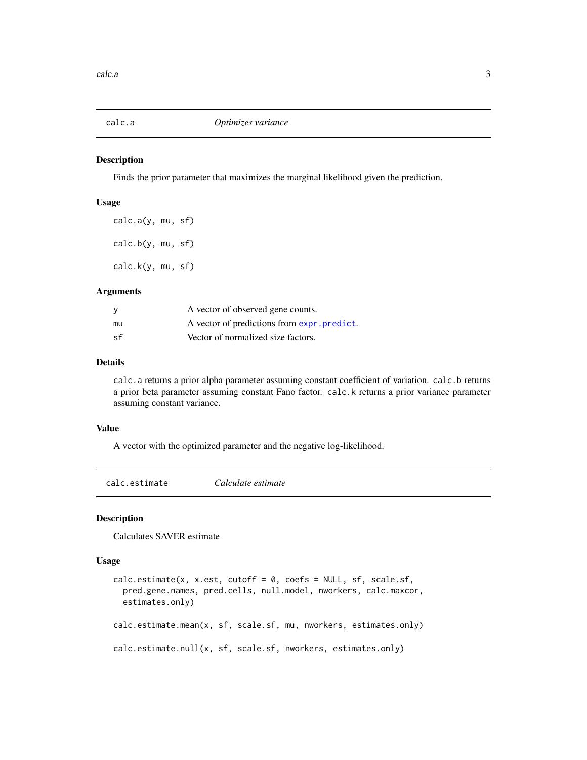## calc.a — *Optimizes variance*

### Description

Finds the prior parameter that maximizes the marginal likelihood given the prediction.

### Usage

```
calc.a(y, mu, sf)

calc.b(y, mu, sf)

calc.k(y, mu, sf)
```

### Arguments

| | |
|---|---|
| y | A vector of observed gene counts. |
| mu | A vector of predictions from expr.predict. |
| sf | Vector of normalized size factors. |

### Details

calc.a returns a prior alpha parameter assuming constant coefficient of variation. calc.b returns a prior beta parameter assuming constant Fano factor. calc.k returns a prior variance parameter assuming constant variance.

### Value

A vector with the optimized parameter and the negative log-likelihood.

## calc.estimate — *Calculate estimate*

### Description

Calculates SAVER estimate

### Usage

```
calc.estimate(x, x.est, cutoff = 0, coefs = NULL, sf, scale.sf,
  pred.gene.names, pred.cells, null.model, nworkers, calc.maxcor,
  estimates.only)

calc.estimate.mean(x, sf, scale.sf, mu, nworkers, estimates.only)

calc.estimate.null(x, sf, scale.sf, nworkers, estimates.only)
```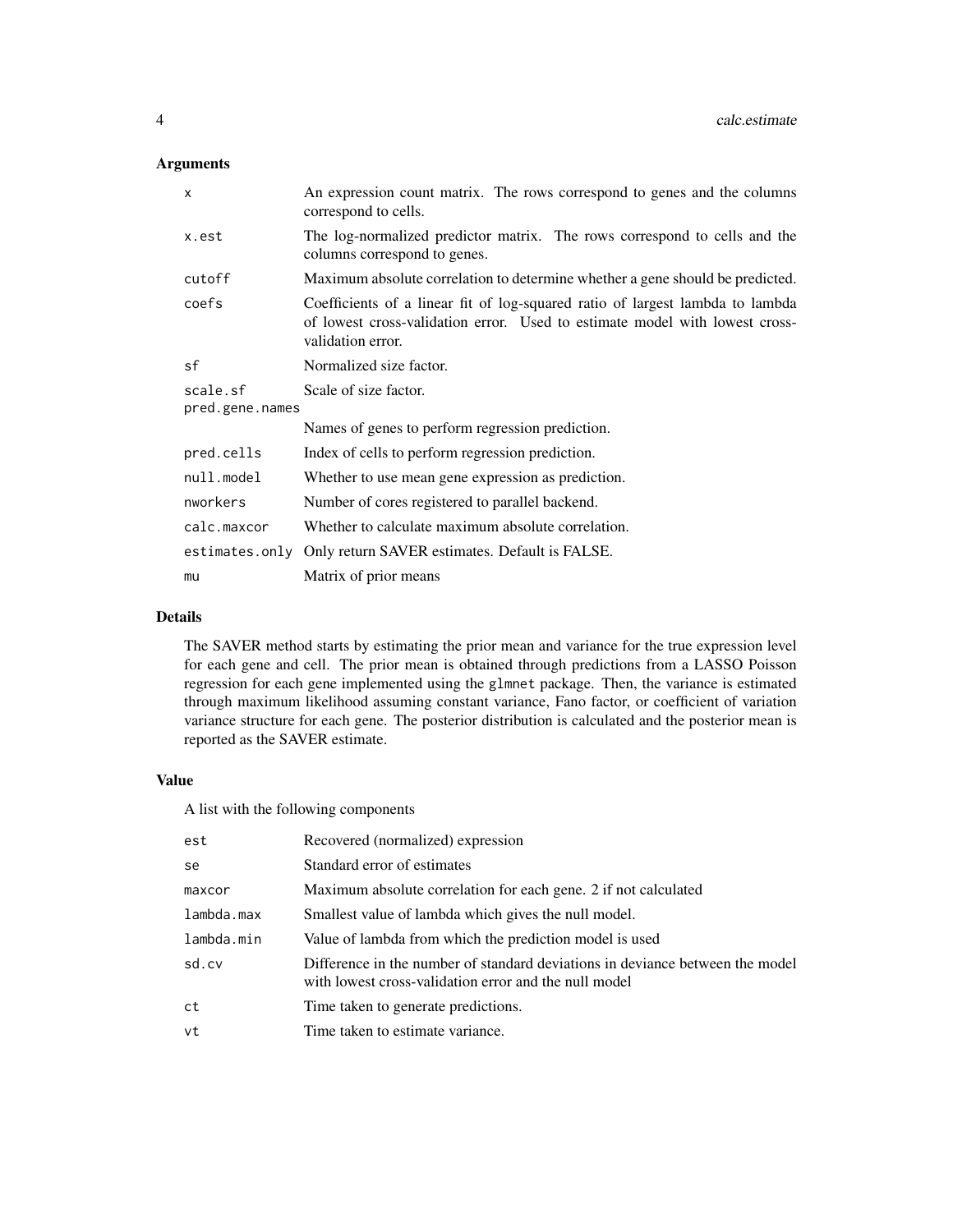## Arguments

| | |
|---|---|
| `x` | An expression count matrix. The rows correspond to genes and the columns correspond to cells. |
| `x.est` | The log-normalized predictor matrix. The rows correspond to cells and the columns correspond to genes. |
| `cutoff` | Maximum absolute correlation to determine whether a gene should be predicted. |
| `coefs` | Coefficients of a linear fit of log-squared ratio of largest lambda to lambda of lowest cross-validation error. Used to estimate model with lowest cross-validation error. |
| `sf` | Normalized size factor. |
| `scale.sf` | Scale of size factor. |
| `pred.gene.names` | Names of genes to perform regression prediction. |
| `pred.cells` | Index of cells to perform regression prediction. |
| `null.model` | Whether to use mean gene expression as prediction. |
| `nworkers` | Number of cores registered to parallel backend. |
| `calc.maxcor` | Whether to calculate maximum absolute correlation. |
| `estimates.only` | Only return SAVER estimates. Default is FALSE. |
| `mu` | Matrix of prior means |

## Details

The SAVER method starts by estimating the prior mean and variance for the true expression level for each gene and cell. The prior mean is obtained through predictions from a LASSO Poisson regression for each gene implemented using the `glmnet` package. Then, the variance is estimated through maximum likelihood assuming constant variance, Fano factor, or coefficient of variation variance structure for each gene. The posterior distribution is calculated and the posterior mean is reported as the SAVER estimate.

## Value

A list with the following components

| | |
|---|---|
| `est` | Recovered (normalized) expression |
| `se` | Standard error of estimates |
| `maxcor` | Maximum absolute correlation for each gene. 2 if not calculated |
| `lambda.max` | Smallest value of lambda which gives the null model. |
| `lambda.min` | Value of lambda from which the prediction model is used |
| `sd.cv` | Difference in the number of standard deviations in deviance between the model with lowest cross-validation error and the null model |
| `ct` | Time taken to generate predictions. |
| `vt` | Time taken to estimate variance. |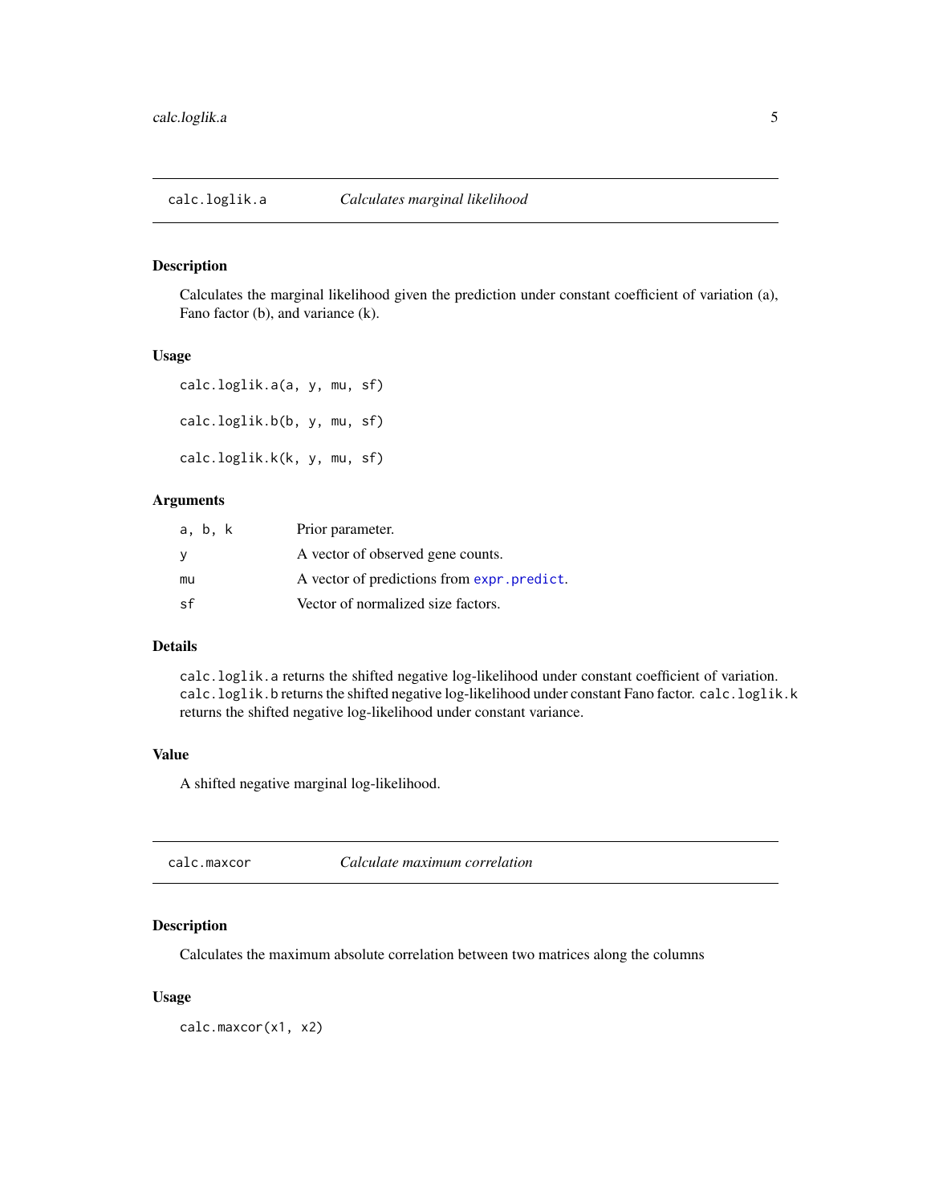## calc.loglik.a — *Calculates marginal likelihood*

### Description

Calculates the marginal likelihood given the prediction under constant coefficient of variation (a), Fano factor (b), and variance (k).

### Usage

```
calc.loglik.a(a, y, mu, sf)

calc.loglik.b(b, y, mu, sf)

calc.loglik.k(k, y, mu, sf)
```

### Arguments

| | |
|---|---|
| `a, b, k` | Prior parameter. |
| `y` | A vector of observed gene counts. |
| `mu` | A vector of predictions from `expr.predict`. |
| `sf` | Vector of normalized size factors. |

### Details

`calc.loglik.a` returns the shifted negative log-likelihood under constant coefficient of variation. `calc.loglik.b` returns the shifted negative log-likelihood under constant Fano factor. `calc.loglik.k` returns the shifted negative log-likelihood under constant variance.

### Value

A shifted negative marginal log-likelihood.

## calc.maxcor — *Calculate maximum correlation*

### Description

Calculates the maximum absolute correlation between two matrices along the columns

### Usage

```
calc.maxcor(x1, x2)
```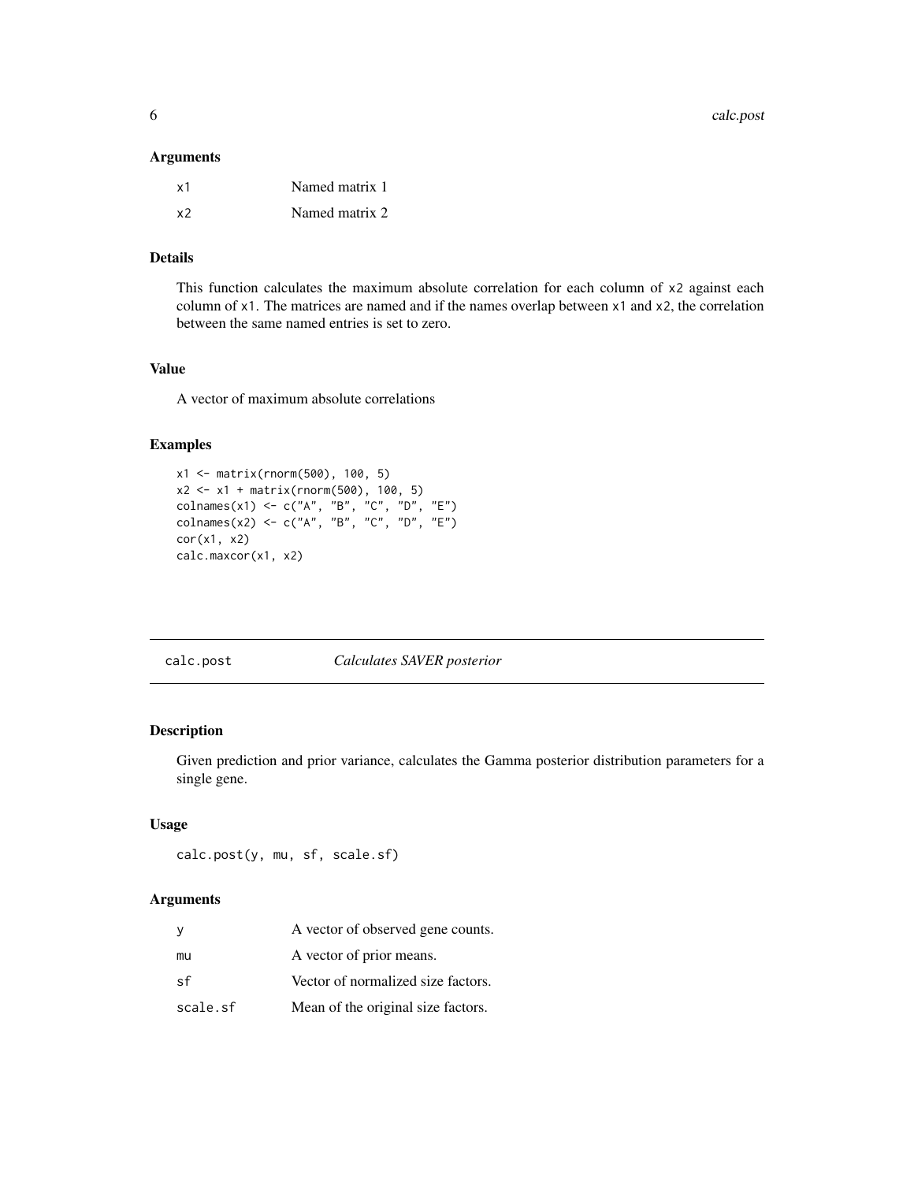### Arguments

| | |
|---|---|
| x1 | Named matrix 1 |
| x2 | Named matrix 2 |

### Details

This function calculates the maximum absolute correlation for each column of x2 against each column of x1. The matrices are named and if the names overlap between x1 and x2, the correlation between the same named entries is set to zero.

### Value

A vector of maximum absolute correlations

### Examples

```
x1 <- matrix(rnorm(500), 100, 5)
x2 <- x1 + matrix(rnorm(500), 100, 5)
colnames(x1) <- c("A", "B", "C", "D", "E")
colnames(x2) <- c("A", "B", "C", "D", "E")
cor(x1, x2)
calc.maxcor(x1, x2)
```

---

## calc.post *Calculates SAVER posterior*

### Description

Given prediction and prior variance, calculates the Gamma posterior distribution parameters for a single gene.

### Usage

```
calc.post(y, mu, sf, scale.sf)
```

### Arguments

| | |
|---|---|
| y | A vector of observed gene counts. |
| mu | A vector of prior means. |
| sf | Vector of normalized size factors. |
| scale.sf | Mean of the original size factors. |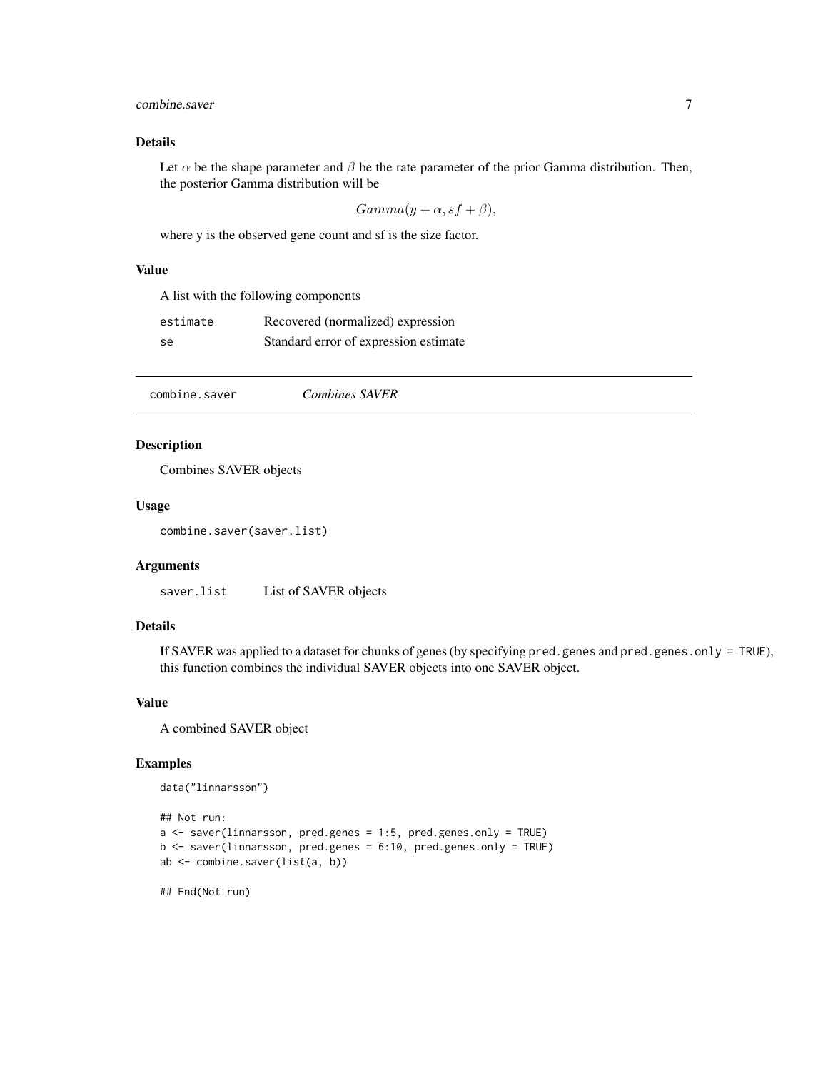### Details

Let $\alpha$ be the shape parameter and $\beta$ be the rate parameter of the prior Gamma distribution. Then, the posterior Gamma distribution will be

$$Gamma(y + \alpha, sf + \beta),$$

where y is the observed gene count and sf is the size factor.

### Value

A list with the following components

| | |
|---|---|
| `estimate` | Recovered (normalized) expression |
| `se` | Standard error of expression estimate |

---

## combine.saver — *Combines SAVER*

### Description

Combines SAVER objects

### Usage

```
combine.saver(saver.list)
```

### Arguments

| | |
|---|---|
| `saver.list` | List of SAVER objects |

### Details

If SAVER was applied to a dataset for chunks of genes (by specifying `pred.genes` and `pred.genes.only = TRUE`), this function combines the individual SAVER objects into one SAVER object.

### Value

A combined SAVER object

### Examples

```
data("linnarsson")

## Not run:
a <- saver(linnarsson, pred.genes = 1:5, pred.genes.only = TRUE)
b <- saver(linnarsson, pred.genes = 6:10, pred.genes.only = TRUE)
ab <- combine.saver(list(a, b))

## End(Not run)
```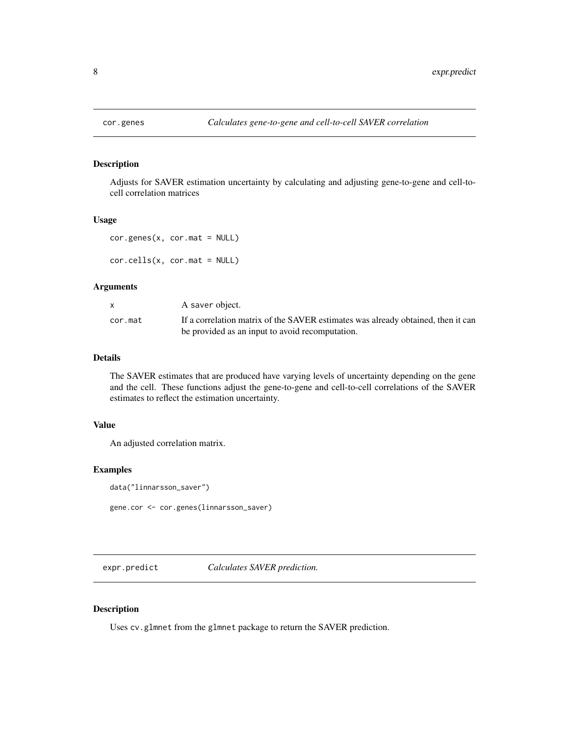## cor.genes *Calculates gene-to-gene and cell-to-cell SAVER correlation*

### Description

Adjusts for SAVER estimation uncertainty by calculating and adjusting gene-to-gene and cell-to-cell correlation matrices

### Usage

```
cor.genes(x, cor.mat = NULL)

cor.cells(x, cor.mat = NULL)
```

### Arguments

| | |
|---|---|
| x | A saver object. |
| cor.mat | If a correlation matrix of the SAVER estimates was already obtained, then it can be provided as an input to avoid recomputation. |

### Details

The SAVER estimates that are produced have varying levels of uncertainty depending on the gene and the cell. These functions adjust the gene-to-gene and cell-to-cell correlations of the SAVER estimates to reflect the estimation uncertainty.

### Value

An adjusted correlation matrix.

### Examples

```
data("linnarsson_saver")

gene.cor <- cor.genes(linnarsson_saver)
```

## expr.predict *Calculates SAVER prediction.*

### Description

Uses `cv.glmnet` from the `glmnet` package to return the SAVER prediction.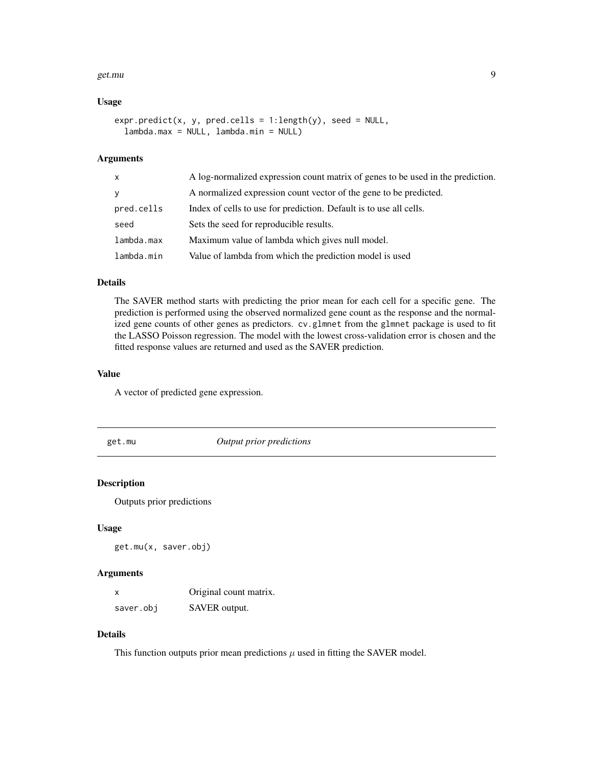### Usage

```
expr.predict(x, y, pred.cells = 1:length(y), seed = NULL,
  lambda.max = NULL, lambda.min = NULL)
```

### Arguments

| | |
|---|---|
| x | A log-normalized expression count matrix of genes to be used in the prediction. |
| y | A normalized expression count vector of the gene to be predicted. |
| pred.cells | Index of cells to use for prediction. Default is to use all cells. |
| seed | Sets the seed for reproducible results. |
| lambda.max | Maximum value of lambda which gives null model. |
| lambda.min | Value of lambda from which the prediction model is used |

### Details

The SAVER method starts with predicting the prior mean for each cell for a specific gene. The prediction is performed using the observed normalized gene count as the response and the normalized gene counts of other genes as predictors. `cv.glmnet` from the `glmnet` package is used to fit the LASSO Poisson regression. The model with the lowest cross-validation error is chosen and the fitted response values are returned and used as the SAVER prediction.

### Value

A vector of predicted gene expression.

---

## get.mu — *Output prior predictions*

### Description

Outputs prior predictions

### Usage

```
get.mu(x, saver.obj)
```

### Arguments

| | |
|---|---|
| x | Original count matrix. |
| saver.obj | SAVER output. |

### Details

This function outputs prior mean predictions $\mu$ used in fitting the SAVER model.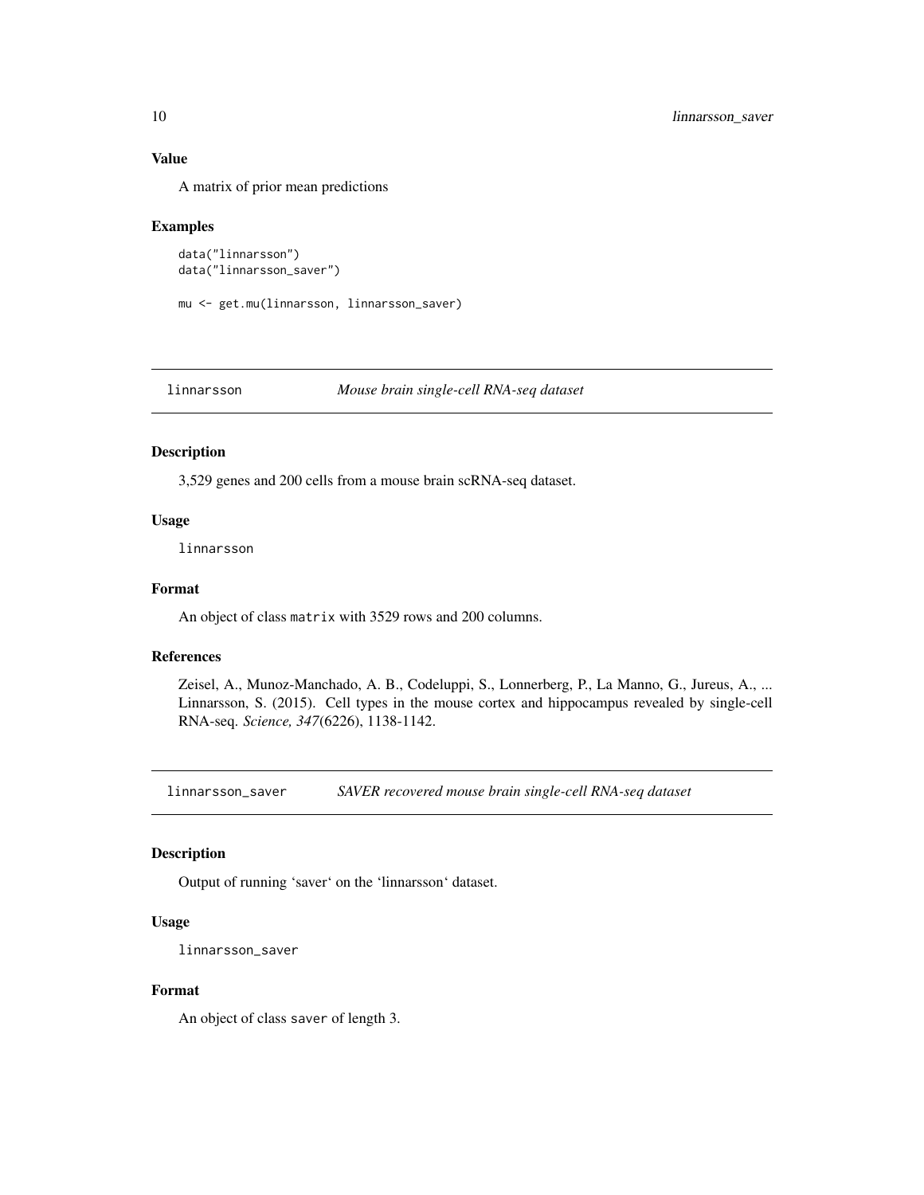### Value

A matrix of prior mean predictions

### Examples

```
data("linnarsson")
data("linnarsson_saver")

mu <- get.mu(linnarsson, linnarsson_saver)
```

## linnarsson *Mouse brain single-cell RNA-seq dataset*

### Description

3,529 genes and 200 cells from a mouse brain scRNA-seq dataset.

### Usage

```
linnarsson
```

### Format

An object of class `matrix` with 3529 rows and 200 columns.

### References

Zeisel, A., Munoz-Manchado, A. B., Codeluppi, S., Lonnerberg, P., La Manno, G., Jureus, A., ... Linnarsson, S. (2015). Cell types in the mouse cortex and hippocampus revealed by single-cell RNA-seq. *Science, 347*(6226), 1138-1142.

## linnarsson_saver *SAVER recovered mouse brain single-cell RNA-seq dataset*

### Description

Output of running 'saver' on the 'linnarsson' dataset.

### Usage

```
linnarsson_saver
```

### Format

An object of class `saver` of length 3.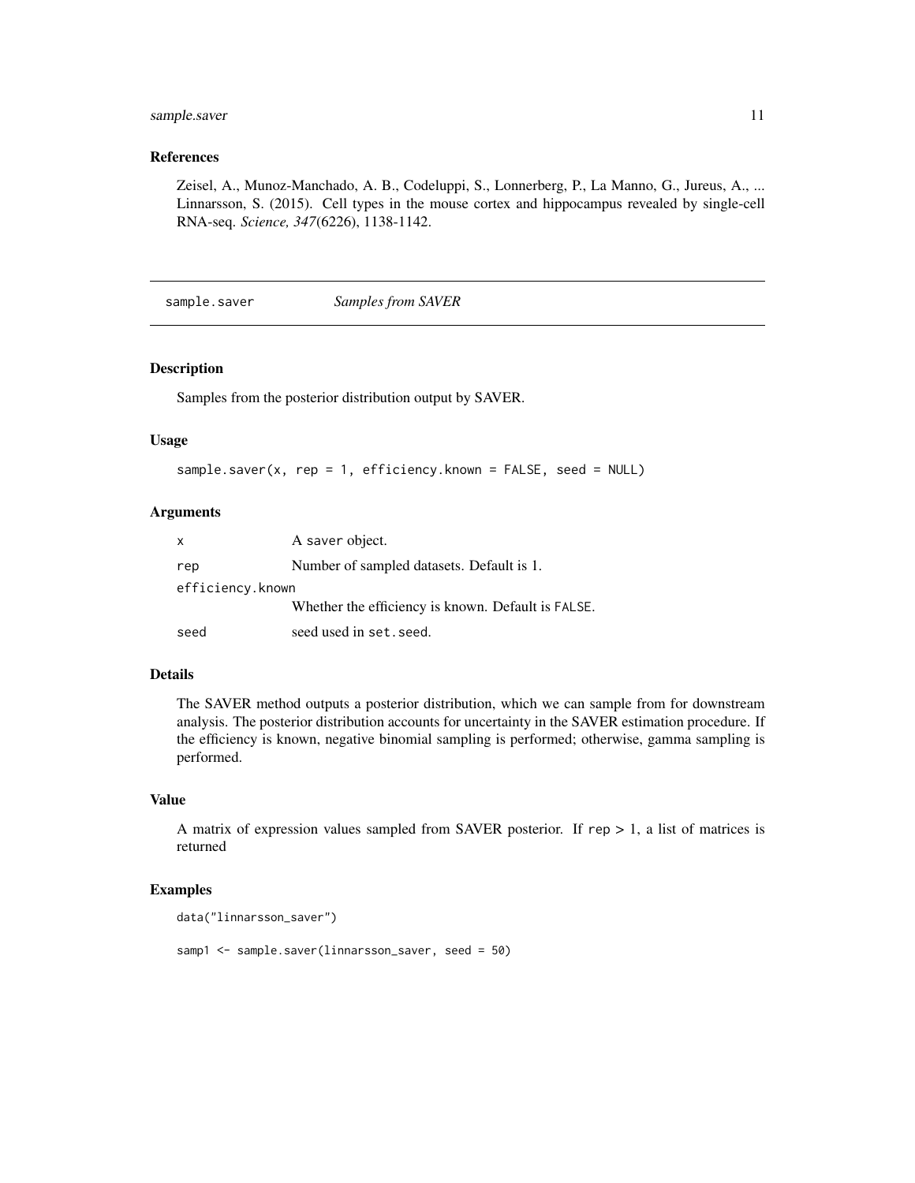### References

Zeisel, A., Munoz-Manchado, A. B., Codeluppi, S., Lonnerberg, P., La Manno, G., Jureus, A., ... Linnarsson, S. (2015). Cell types in the mouse cortex and hippocampus revealed by single-cell RNA-seq. *Science, 347*(6226), 1138-1142.

---

## sample.saver *Samples from SAVER*

---

### Description

Samples from the posterior distribution output by SAVER.

### Usage

```
sample.saver(x, rep = 1, efficiency.known = FALSE, seed = NULL)
```

### Arguments

| | |
|---|---|
| `x` | A `saver` object. |
| `rep` | Number of sampled datasets. Default is 1. |
| `efficiency.known` | Whether the efficiency is known. Default is `FALSE`. |
| `seed` | seed used in `set.seed`. |

### Details

The SAVER method outputs a posterior distribution, which we can sample from for downstream analysis. The posterior distribution accounts for uncertainty in the SAVER estimation procedure. If the efficiency is known, negative binomial sampling is performed; otherwise, gamma sampling is performed.

### Value

A matrix of expression values sampled from SAVER posterior. If `rep` > 1, a list of matrices is returned

### Examples

```
data("linnarsson_saver")

samp1 <- sample.saver(linnarsson_saver, seed = 50)
```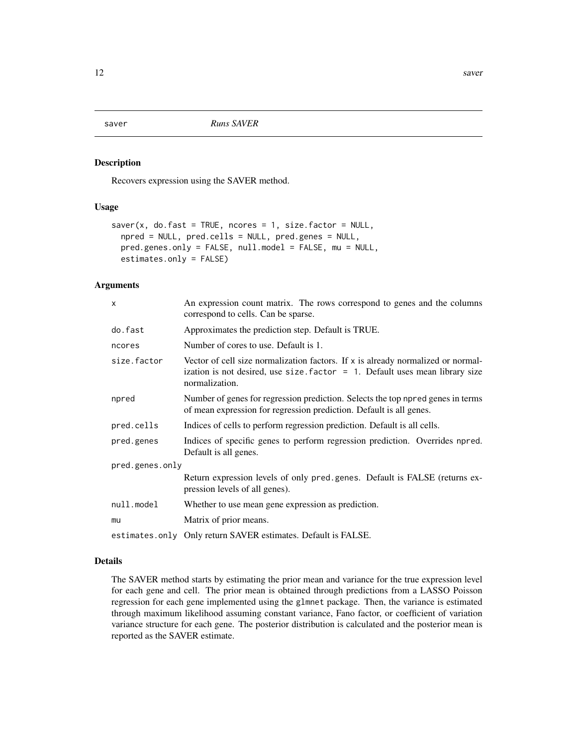## saver *Runs SAVER*

### Description

Recovers expression using the SAVER method.

### Usage

```
saver(x, do.fast = TRUE, ncores = 1, size.factor = NULL,
  npred = NULL, pred.cells = NULL, pred.genes = NULL,
  pred.genes.only = FALSE, null.model = FALSE, mu = NULL,
  estimates.only = FALSE)
```

### Arguments

| Argument | Description |
|---|---|
| `x` | An expression count matrix. The rows correspond to genes and the columns correspond to cells. Can be sparse. |
| `do.fast` | Approximates the prediction step. Default is TRUE. |
| `ncores` | Number of cores to use. Default is 1. |
| `size.factor` | Vector of cell size normalization factors. If `x` is already normalized or normalization is not desired, use `size.factor = 1`. Default uses mean library size normalization. |
| `npred` | Number of genes for regression prediction. Selects the top `npred` genes in terms of mean expression for regression prediction. Default is all genes. |
| `pred.cells` | Indices of cells to perform regression prediction. Default is all cells. |
| `pred.genes` | Indices of specific genes to perform regression prediction. Overrides `npred`. Default is all genes. |
| `pred.genes.only` | Return expression levels of only `pred.genes`. Default is FALSE (returns expression levels of all genes). |
| `null.model` | Whether to use mean gene expression as prediction. |
| `mu` | Matrix of prior means. |
| `estimates.only` | Only return SAVER estimates. Default is FALSE. |

### Details

The SAVER method starts by estimating the prior mean and variance for the true expression level for each gene and cell. The prior mean is obtained through predictions from a LASSO Poisson regression for each gene implemented using the `glmnet` package. Then, the variance is estimated through maximum likelihood assuming constant variance, Fano factor, or coefficient of variation variance structure for each gene. The posterior distribution is calculated and the posterior mean is reported as the SAVER estimate.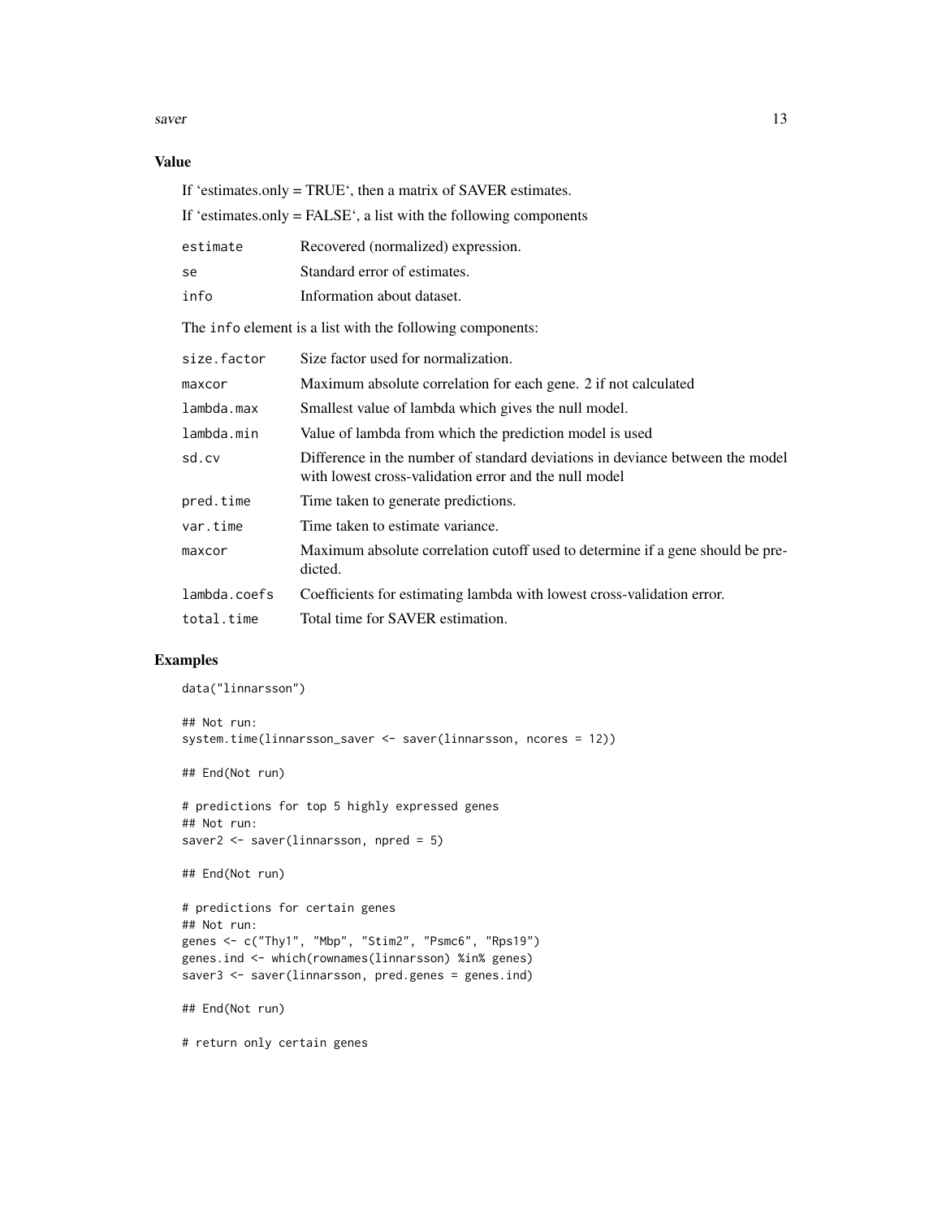## Value

If 'estimates.only = TRUE', then a matrix of SAVER estimates.

If 'estimates.only = FALSE', a list with the following components

| | |
|---|---|
| `estimate` | Recovered (normalized) expression. |
| `se` | Standard error of estimates. |
| `info` | Information about dataset. |

The `info` element is a list with the following components:

| | |
|---|---|
| `size.factor` | Size factor used for normalization. |
| `maxcor` | Maximum absolute correlation for each gene. 2 if not calculated |
| `lambda.max` | Smallest value of lambda which gives the null model. |
| `lambda.min` | Value of lambda from which the prediction model is used |
| `sd.cv` | Difference in the number of standard deviations in deviance between the model with lowest cross-validation error and the null model |
| `pred.time` | Time taken to generate predictions. |
| `var.time` | Time taken to estimate variance. |
| `maxcor` | Maximum absolute correlation cutoff used to determine if a gene should be predicted. |
| `lambda.coefs` | Coefficients for estimating lambda with lowest cross-validation error. |
| `total.time` | Total time for SAVER estimation. |

## Examples

```
data("linnarsson")

## Not run:
system.time(linnarsson_saver <- saver(linnarsson, ncores = 12))

## End(Not run)

# predictions for top 5 highly expressed genes
## Not run:
saver2 <- saver(linnarsson, npred = 5)

## End(Not run)

# predictions for certain genes
## Not run:
genes <- c("Thy1", "Mbp", "Stim2", "Psmc6", "Rps19")
genes.ind <- which(rownames(linnarsson) %in% genes)
saver3 <- saver(linnarsson, pred.genes = genes.ind)

## End(Not run)

# return only certain genes
```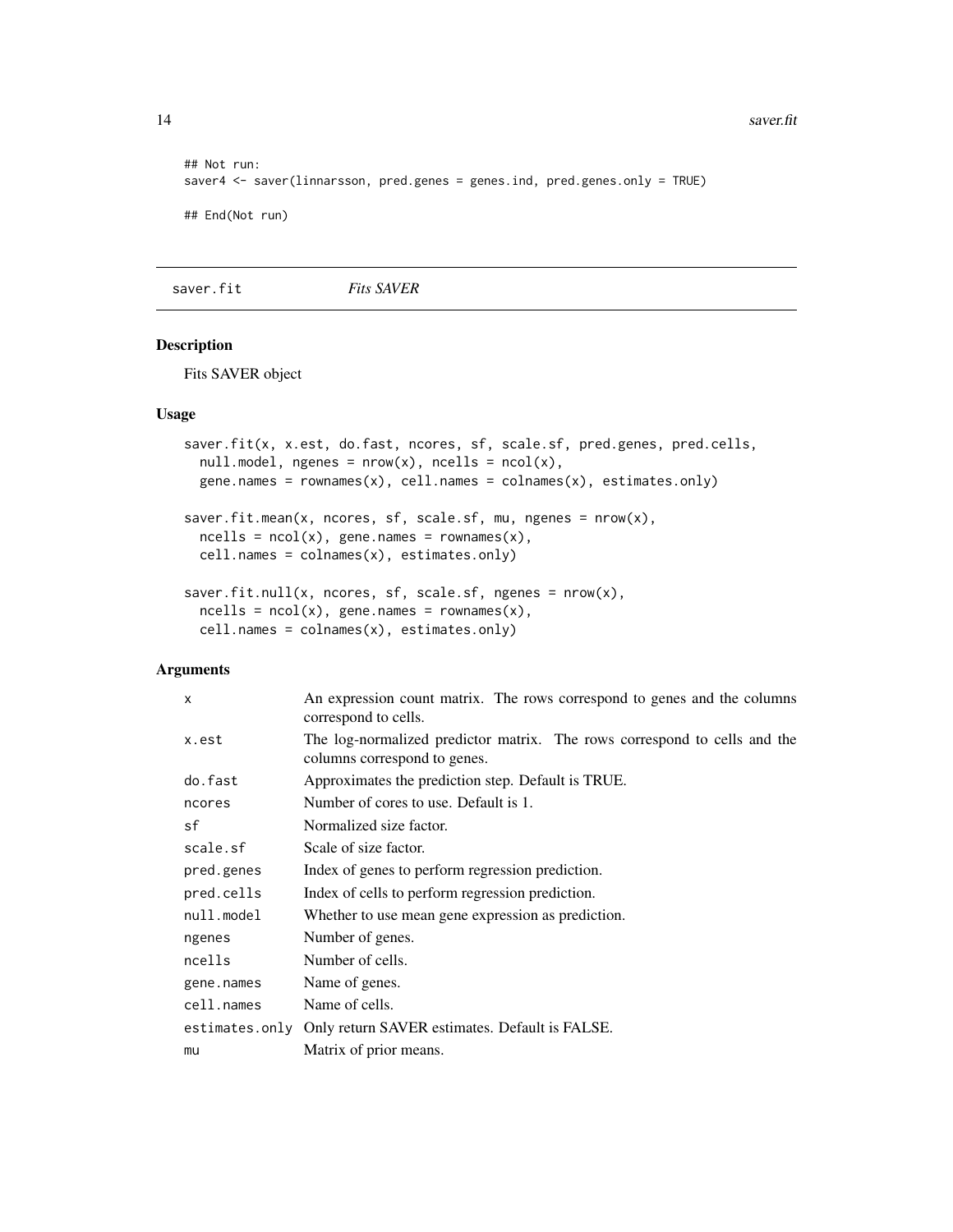```
## Not run:
saver4 <- saver(linnarsson, pred.genes = genes.ind, pred.genes.only = TRUE)

## End(Not run)
```

## saver.fit — *Fits SAVER*

### Description

Fits SAVER object

### Usage

```
saver.fit(x, x.est, do.fast, ncores, sf, scale.sf, pred.genes, pred.cells,
  null.model, ngenes = nrow(x), ncells = ncol(x),
  gene.names = rownames(x), cell.names = colnames(x), estimates.only)

saver.fit.mean(x, ncores, sf, scale.sf, mu, ngenes = nrow(x),
  ncells = ncol(x), gene.names = rownames(x),
  cell.names = colnames(x), estimates.only)

saver.fit.null(x, ncores, sf, scale.sf, ngenes = nrow(x),
  ncells = ncol(x), gene.names = rownames(x),
  cell.names = colnames(x), estimates.only)
```

### Arguments

| | |
|---|---|
| `x` | An expression count matrix. The rows correspond to genes and the columns correspond to cells. |
| `x.est` | The log-normalized predictor matrix. The rows correspond to cells and the columns correspond to genes. |
| `do.fast` | Approximates the prediction step. Default is TRUE. |
| `ncores` | Number of cores to use. Default is 1. |
| `sf` | Normalized size factor. |
| `scale.sf` | Scale of size factor. |
| `pred.genes` | Index of genes to perform regression prediction. |
| `pred.cells` | Index of cells to perform regression prediction. |
| `null.model` | Whether to use mean gene expression as prediction. |
| `ngenes` | Number of genes. |
| `ncells` | Number of cells. |
| `gene.names` | Name of genes. |
| `cell.names` | Name of cells. |
| `estimates.only` | Only return SAVER estimates. Default is FALSE. |
| `mu` | Matrix of prior means. |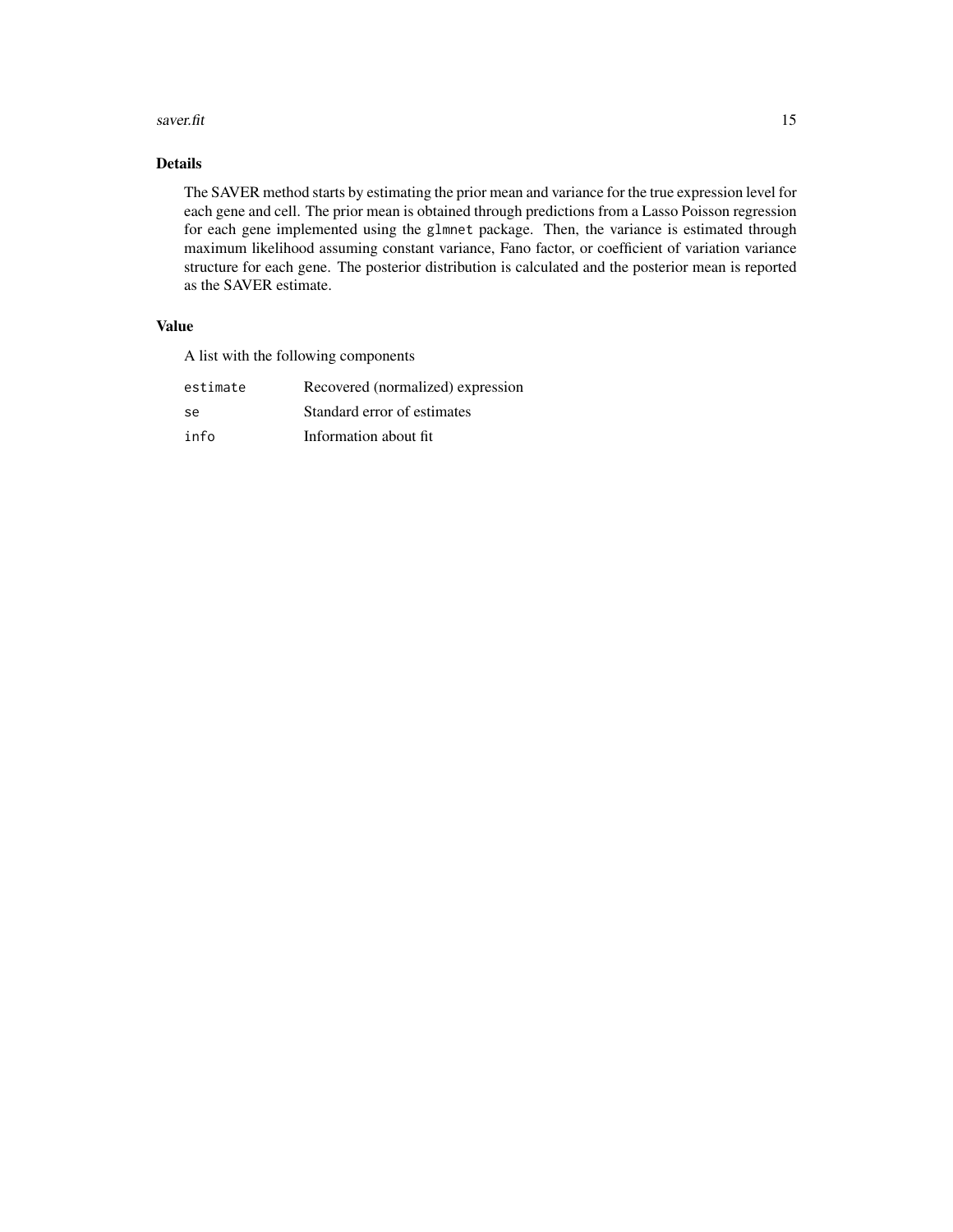## Details

The SAVER method starts by estimating the prior mean and variance for the true expression level for each gene and cell. The prior mean is obtained through predictions from a Lasso Poisson regression for each gene implemented using the `glmnet` package. Then, the variance is estimated through maximum likelihood assuming constant variance, Fano factor, or coefficient of variation variance structure for each gene. The posterior distribution is calculated and the posterior mean is reported as the SAVER estimate.

## Value

A list with the following components

| | |
|---|---|
| `estimate` | Recovered (normalized) expression |
| `se` | Standard error of estimates |
| `info` | Information about fit |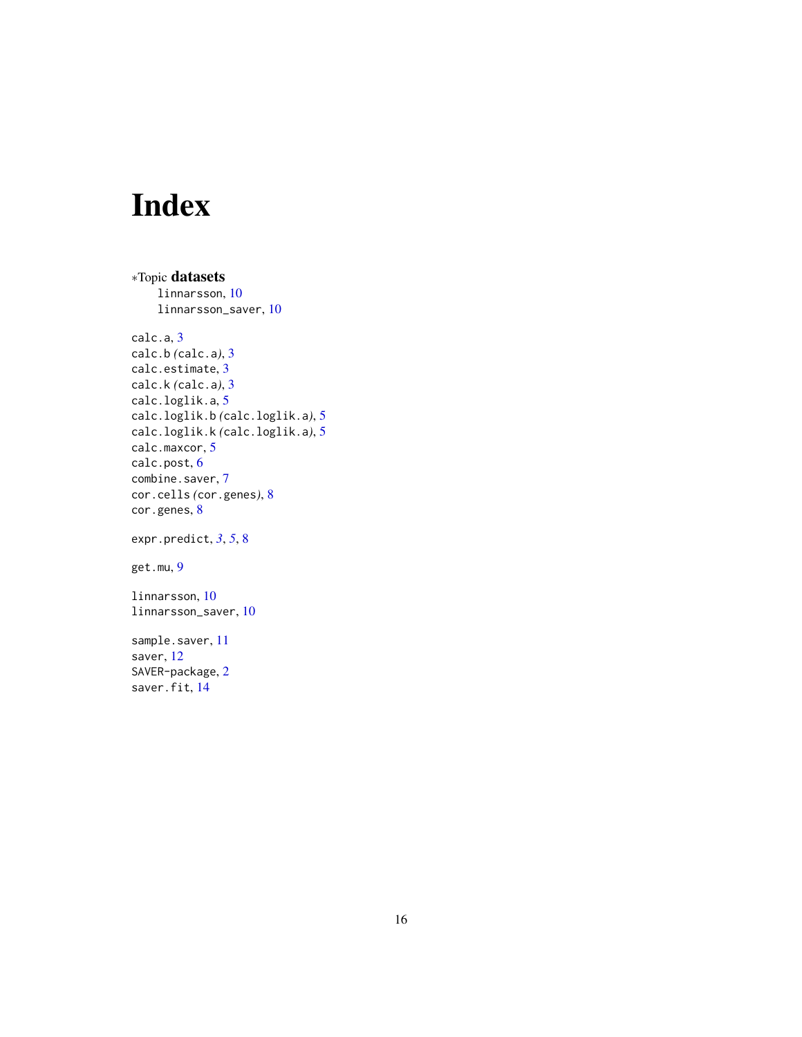# Index

*Topic **datasets**

linnarsson, 10
linnarsson_saver, 10

calc.a, 3
calc.b *(*calc.a*)*, 3
calc.estimate, 3
calc.k *(*calc.a*)*, 3
calc.loglik.a, 5
calc.loglik.b *(*calc.loglik.a*)*, 5
calc.loglik.k *(*calc.loglik.a*)*, 5
calc.maxcor, 5
calc.post, 6
combine.saver, 7
cor.cells *(*cor.genes*)*, 8
cor.genes, 8

expr.predict, *3*, *5*, 8

get.mu, 9

linnarsson, 10
linnarsson_saver, 10

sample.saver, 11
saver, 12
SAVER-package, 2
saver.fit, 14